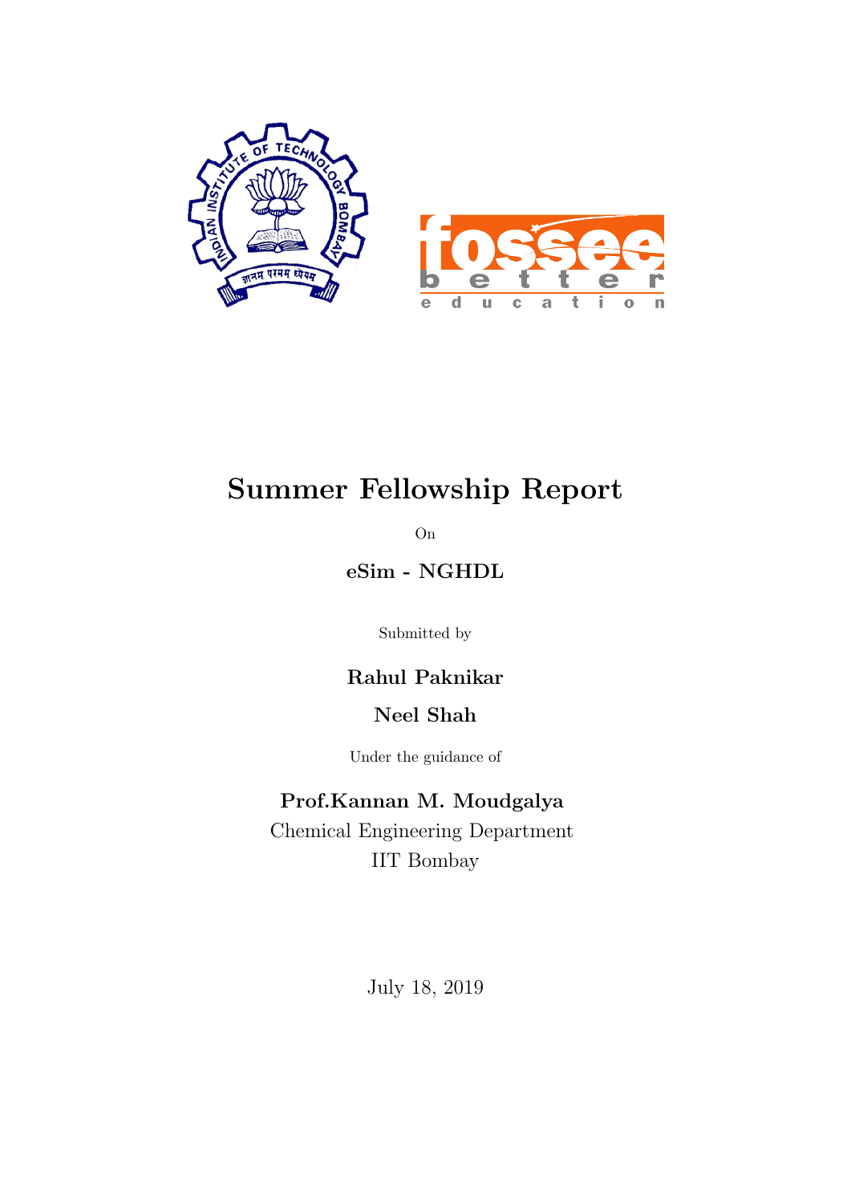# Summer Fellowship Report

On

**eSim - NGHDL**

Submitted by

**Rahul Paknikar**

**Neel Shah**

Under the guidance of

**Prof.Kannan M. Moudgalya**

Chemical Engineering Department

IIT Bombay

July 18, 2019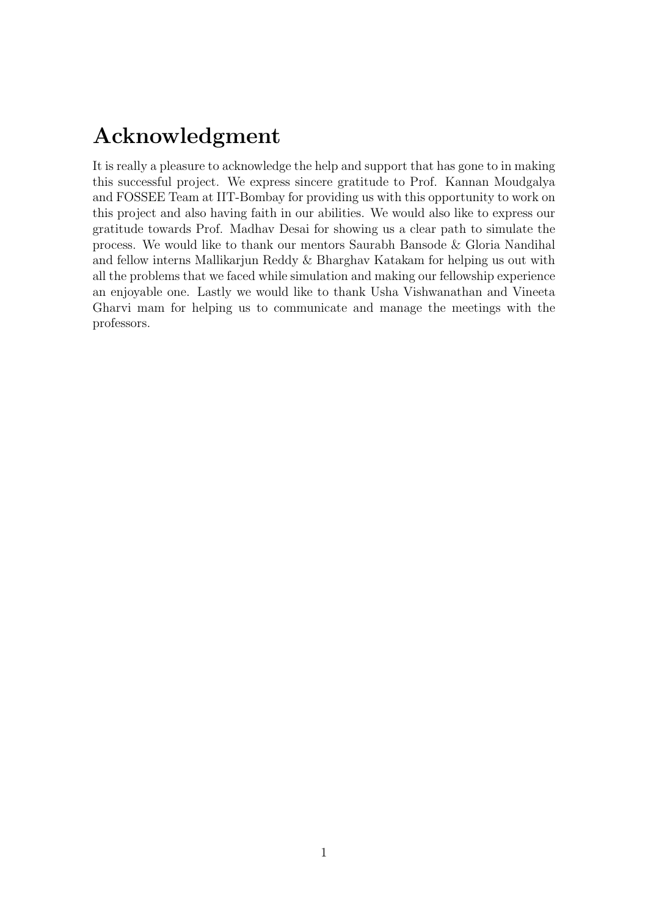# Acknowledgment

It is really a pleasure to acknowledge the help and support that has gone to in making this successful project. We express sincere gratitude to Prof. Kannan Moudgalya and FOSSEE Team at IIT-Bombay for providing us with this opportunity to work on this project and also having faith in our abilities. We would also like to express our gratitude towards Prof. Madhav Desai for showing us a clear path to simulate the process. We would like to thank our mentors Saurabh Bansode & Gloria Nandihal and fellow interns Mallikarjun Reddy & Bharghav Katakam for helping us out with all the problems that we faced while simulation and making our fellowship experience an enjoyable one. Lastly we would like to thank Usha Vishwanathan and Vineeta Gharvi mam for helping us to communicate and manage the meetings with the professors.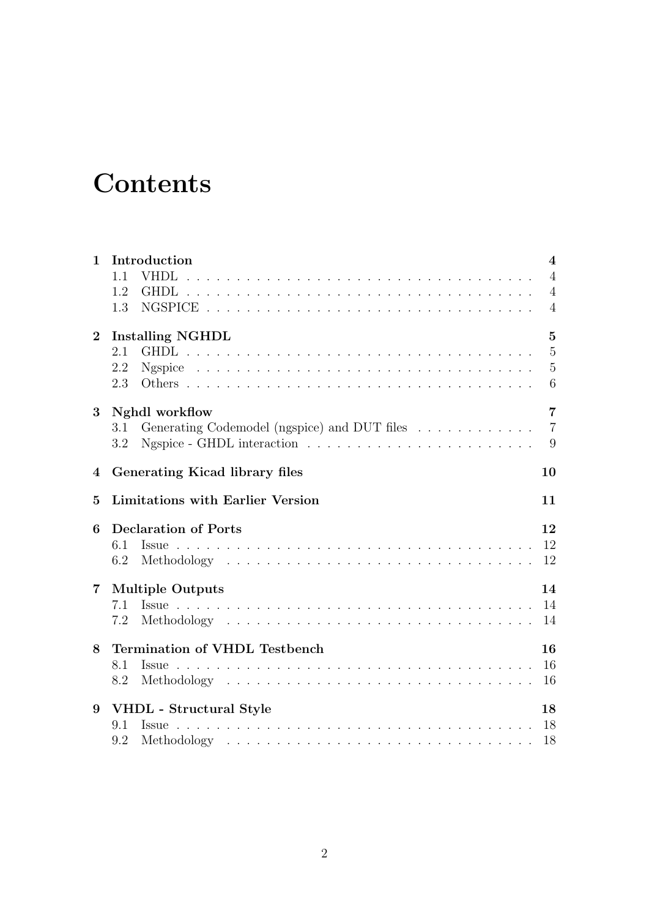# Contents

| | | |
|---|---|---|
| **1** | **Introduction** | **4** |
| | 1.1 VHDL | 4 |
| | 1.2 GHDL | 4 |
| | 1.3 NGSPICE | 4 |
| **2** | **Installing NGHDL** | **5** |
| | 2.1 GHDL | 5 |
| | 2.2 Ngspice | 5 |
| | 2.3 Others | 6 |
| **3** | **Nghdl workflow** | **7** |
| | 3.1 Generating Codemodel (ngspice) and DUT files | 7 |
| | 3.2 Ngspice - GHDL interaction | 9 |
| **4** | **Generating Kicad library files** | **10** |
| **5** | **Limitations with Earlier Version** | **11** |
| **6** | **Declaration of Ports** | **12** |
| | 6.1 Issue | 12 |
| | 6.2 Methodology | 12 |
| **7** | **Multiple Outputs** | **14** |
| | 7.1 Issue | 14 |
| | 7.2 Methodology | 14 |
| **8** | **Termination of VHDL Testbench** | **16** |
| | 8.1 Issue | 16 |
| | 8.2 Methodology | 16 |
| **9** | **VHDL - Structural Style** | **18** |
| | 9.1 Issue | 18 |
| | 9.2 Methodology | 18 |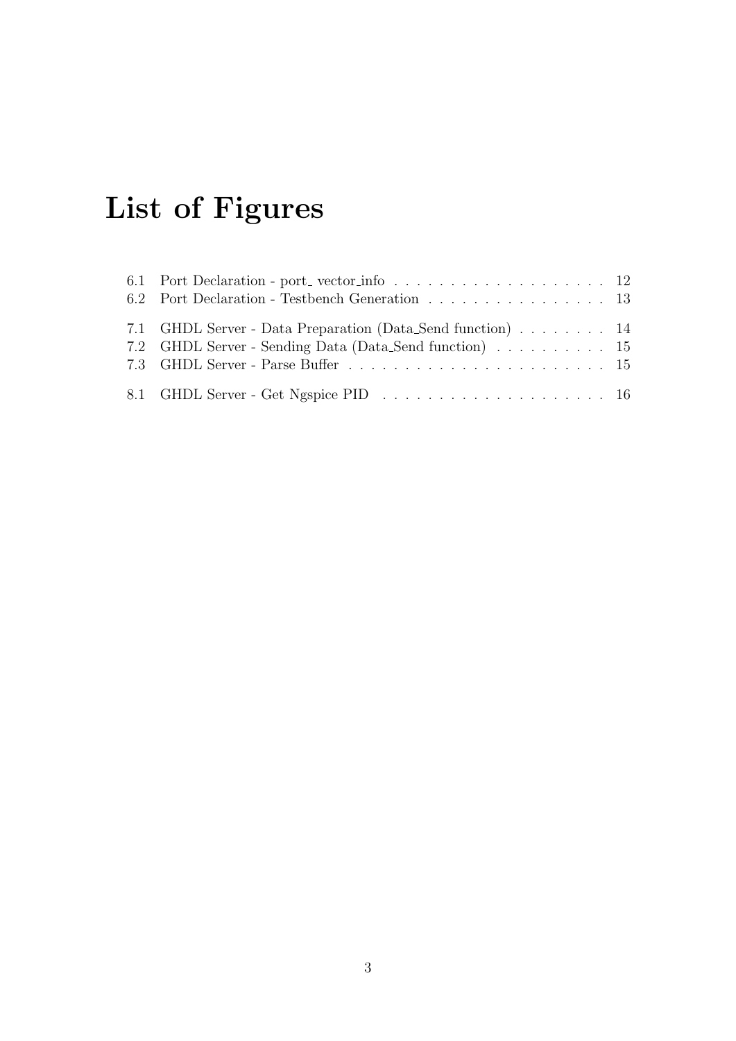# List of Figures

6.1 Port Declaration - port_ vector_info . . . . . . . . . . . . . . . . . . . 12
6.2 Port Declaration - Testbench Generation . . . . . . . . . . . . . . . . 13

7.1 GHDL Server - Data Preparation (Data_Send function) . . . . . . . . 14
7.2 GHDL Server - Sending Data (Data_Send function) . . . . . . . . . . 15
7.3 GHDL Server - Parse Buffer . . . . . . . . . . . . . . . . . . . . . . . 15

8.1 GHDL Server - Get Ngspice PID . . . . . . . . . . . . . . . . . . . . 16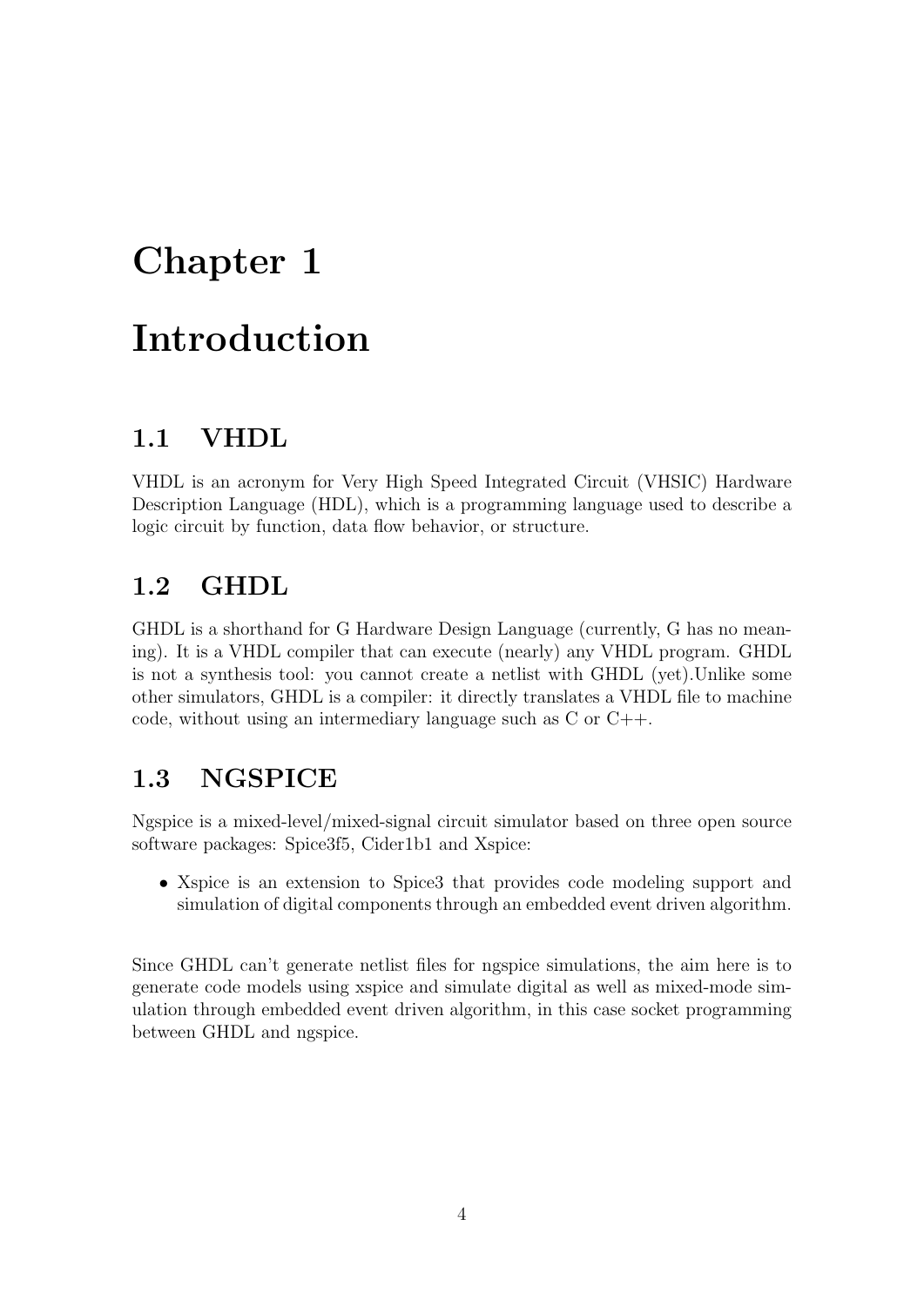# Chapter 1

# Introduction

## 1.1 VHDL

VHDL is an acronym for Very High Speed Integrated Circuit (VHSIC) Hardware Description Language (HDL), which is a programming language used to describe a logic circuit by function, data flow behavior, or structure.

## 1.2 GHDL

GHDL is a shorthand for G Hardware Design Language (currently, G has no meaning). It is a VHDL compiler that can execute (nearly) any VHDL program. GHDL is not a synthesis tool: you cannot create a netlist with GHDL (yet).Unlike some other simulators, GHDL is a compiler: it directly translates a VHDL file to machine code, without using an intermediary language such as C or C++.

## 1.3 NGSPICE

Ngspice is a mixed-level/mixed-signal circuit simulator based on three open source software packages: Spice3f5, Cider1b1 and Xspice:

- Xspice is an extension to Spice3 that provides code modeling support and simulation of digital components through an embedded event driven algorithm.

Since GHDL can't generate netlist files for ngspice simulations, the aim here is to generate code models using xspice and simulate digital as well as mixed-mode simulation through embedded event driven algorithm, in this case socket programming between GHDL and ngspice.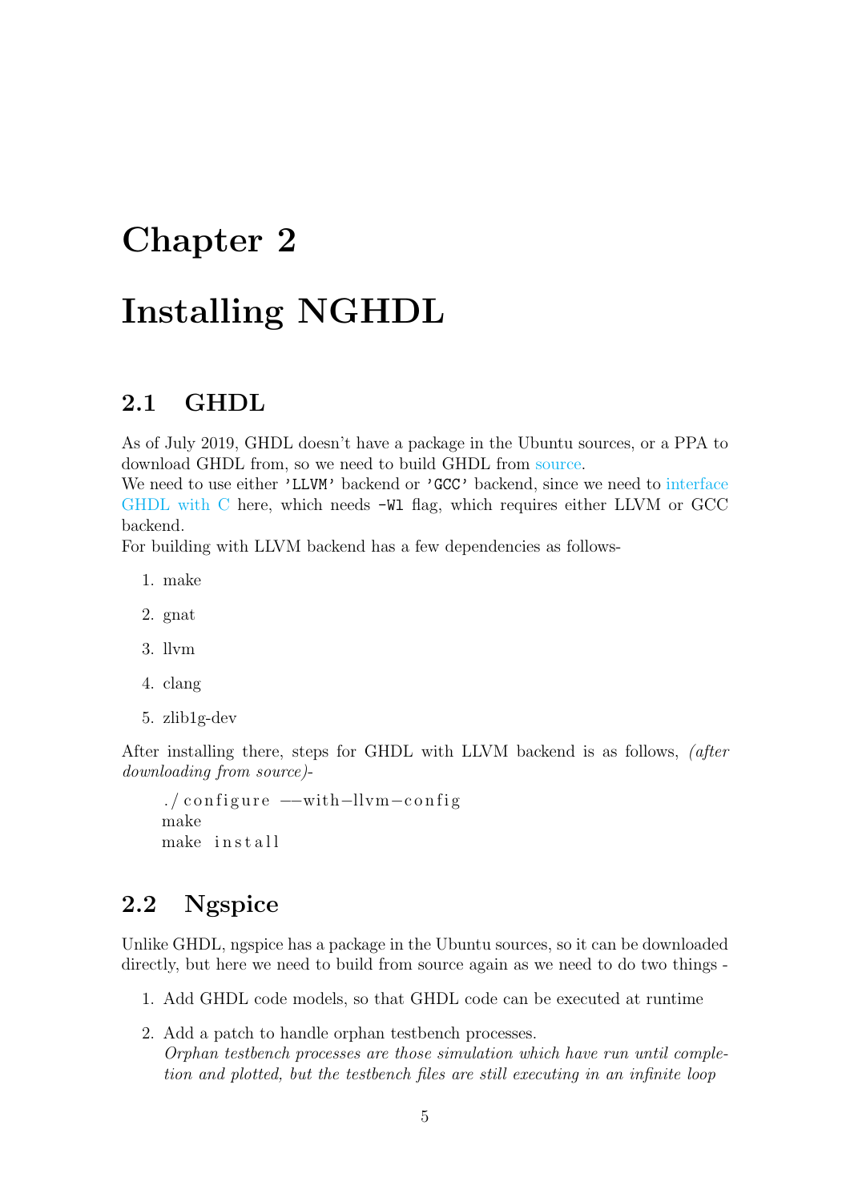# Chapter 2

# Installing NGHDL

## 2.1 GHDL

As of July 2019, GHDL doesn't have a package in the Ubuntu sources, or a PPA to download GHDL from, so we need to build GHDL from source.
We need to use either `'LLVM'` backend or `'GCC'` backend, since we need to interface GHDL with C here, which needs `-Wl` flag, which requires either LLVM or GCC backend.
For building with LLVM backend has a few dependencies as follows-

1. make
2. gnat
3. llvm
4. clang
5. zlib1g-dev

After installing there, steps for GHDL with LLVM backend is as follows, *(after downloading from source)*-

```
./configure --with-llvm-config
make
make install
```

## 2.2 Ngspice

Unlike GHDL, ngspice has a package in the Ubuntu sources, so it can be downloaded directly, but here we need to build from source again as we need to do two things -

1. Add GHDL code models, so that GHDL code can be executed at runtime
2. Add a patch to handle orphan testbench processes.
   *Orphan testbench processes are those simulation which have run until completion and plotted, but the testbench files are still executing in an infinite loop*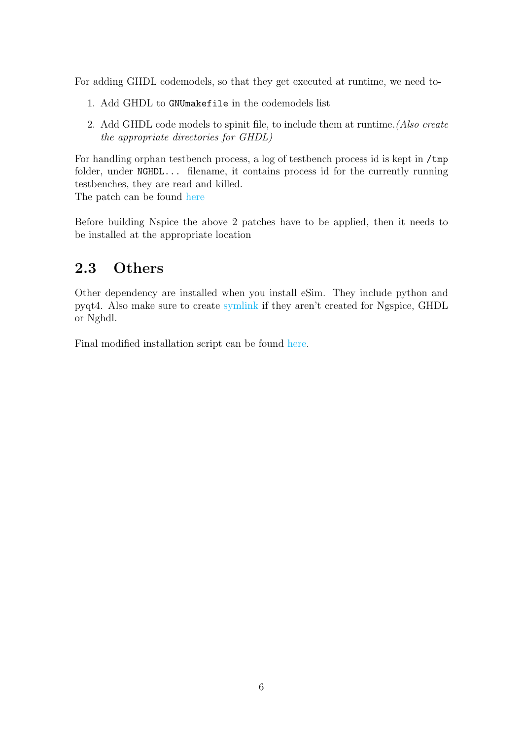For adding GHDL codemodels, so that they get executed at runtime, we need to-

1. Add GHDL to `GNUmakefile` in the codemodels list
2. Add GHDL code models to spinit file, to include them at runtime.*(Also create the appropriate directories for GHDL)*

For handling orphan testbench process, a log of testbench process id is kept in `/tmp` folder, under `NGHDL...` filename, it contains process id for the currently running testbenches, they are read and killed.
The patch can be found here

Before building Nspice the above 2 patches have to be applied, then it needs to be installed at the appropriate location

## 2.3 Others

Other dependency are installed when you install eSim. They include python and pyqt4. Also make sure to create symlink if they aren't created for Ngspice, GHDL or Nghdl.

Final modified installation script can be found here.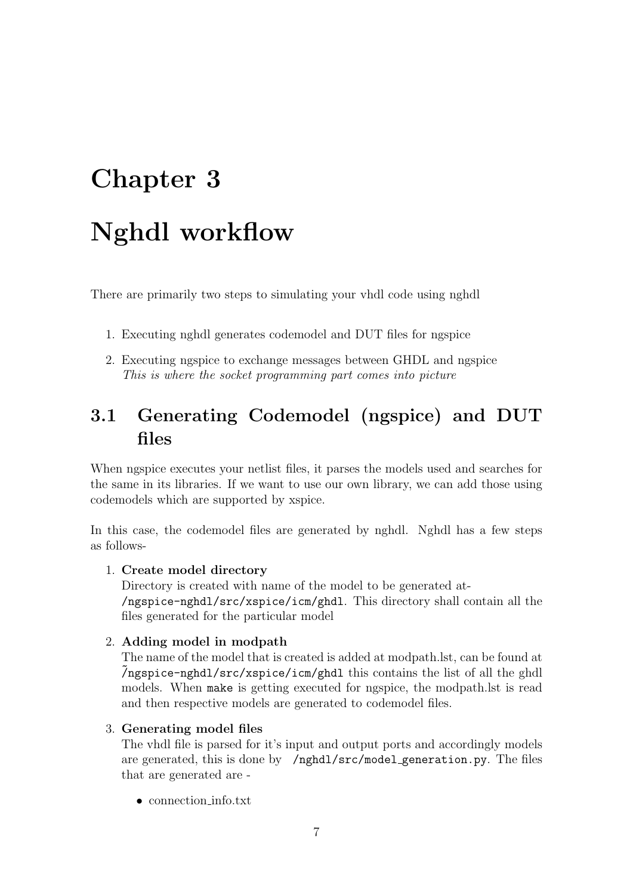# Chapter 3

# Nghdl workflow

There are primarily two steps to simulating your vhdl code using nghdl

1. Executing nghdl generates codemodel and DUT files for ngspice
2. Executing ngspice to exchange messages between GHDL and ngspice
   *This is where the socket programming part comes into picture*

## 3.1 Generating Codemodel (ngspice) and DUT files

When ngspice executes your netlist files, it parses the models used and searches for the same in its libraries. If we want to use our own library, we can add those using codemodels which are supported by xspice.

In this case, the codemodel files are generated by nghdl. Nghdl has a few steps as follows-

1. **Create model directory**
   Directory is created with name of the model to be generated at- `/ngspice-nghdl/src/xspice/icm/ghdl`. This directory shall contain all the files generated for the particular model
2. **Adding model in modpath**
   The name of the model that is created is added at modpath.lst, can be found at `~/ngspice-nghdl/src/xspice/icm/ghdl` this contains the list of all the ghdl models. When `make` is getting executed for ngspice, the modpath.lst is read and then respective models are generated to codemodel files.
3. **Generating model files**
   The vhdl file is parsed for it's input and output ports and accordingly models are generated, this is done by `/nghdl/src/model_generation.py`. The files that are generated are -
   - connection_info.txt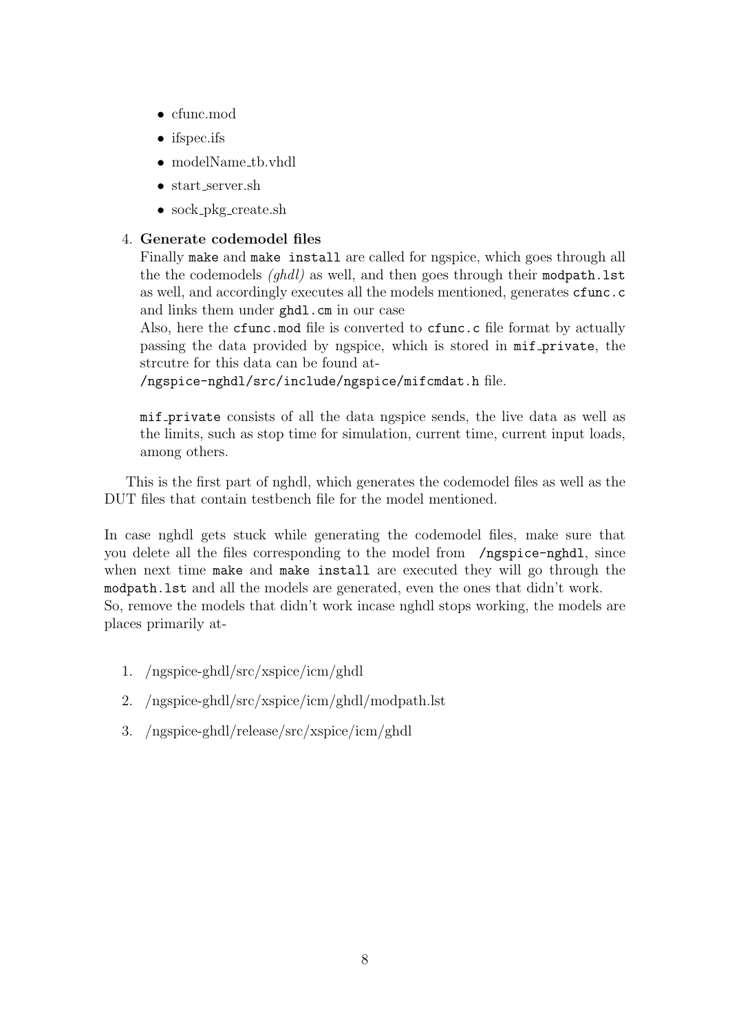- cfunc.mod
- ifspec.ifs
- modelName_tb.vhdl
- start_server.sh
- sock_pkg_create.sh

4. **Generate codemodel files**
   Finally `make` and `make install` are called for ngspice, which goes through all the the codemodels *(ghdl)* as well, and then goes through their `modpath.lst` as well, and accordingly executes all the models mentioned, generates `cfunc.c` and links them under `ghdl.cm` in our case
   Also, here the `cfunc.mod` file is converted to `cfunc.c` file format by actually passing the data provided by ngspice, which is stored in `mif_private`, the strcutre for this data can be found at-
   `/ngspice-nghdl/src/include/ngspice/mifcmdat.h` file.

   `mif_private` consists of all the data ngspice sends, the live data as well as the limits, such as stop time for simulation, current time, current input loads, among others.

This is the first part of nghdl, which generates the codemodel files as well as the DUT files that contain testbench file for the model mentioned.

In case nghdl gets stuck while generating the codemodel files, make sure that you delete all the files corresponding to the model from `/ngspice-nghdl`, since when next time `make` and `make install` are executed they will go through the `modpath.lst` and all the models are generated, even the ones that didn't work.
So, remove the models that didn't work incase nghdl stops working, the models are places primarily at-

1. /ngspice-ghdl/src/xspice/icm/ghdl
2. /ngspice-ghdl/src/xspice/icm/ghdl/modpath.lst
3. /ngspice-ghdl/release/src/xspice/icm/ghdl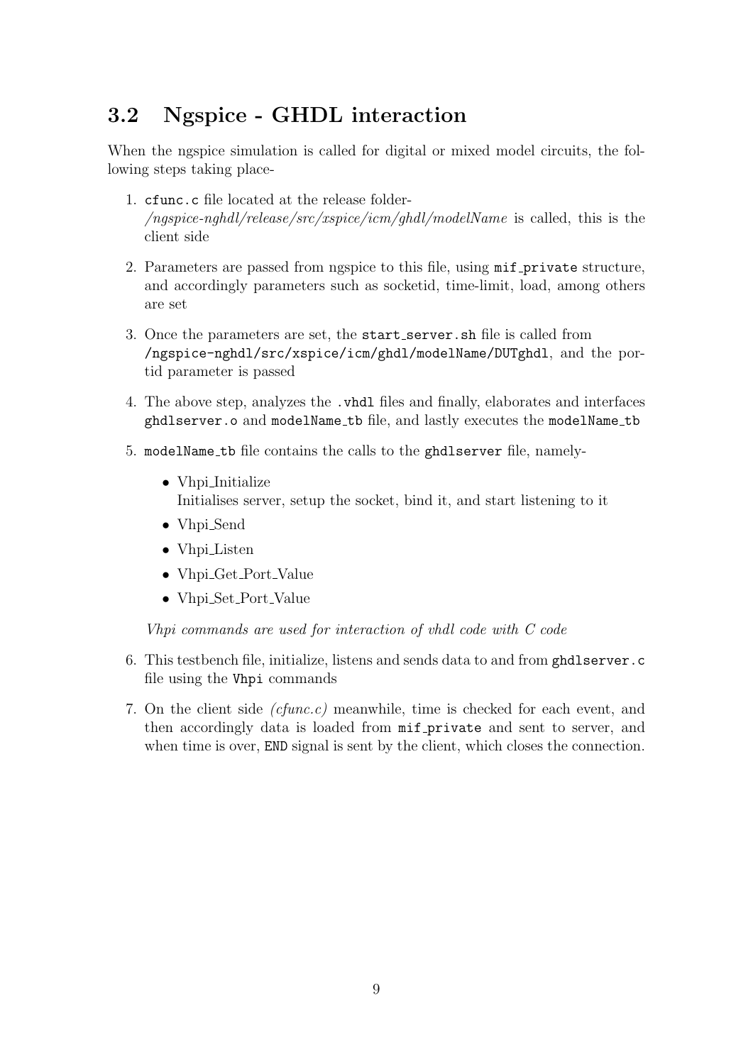## 3.2 Ngspice - GHDL interaction

When the ngspice simulation is called for digital or mixed model circuits, the following steps taking place-

1. `cfunc.c` file located at the release folder-
   */ngspice-nghdl/release/src/xspice/icm/ghdl/modelName* is called, this is the client side

2. Parameters are passed from ngspice to this file, using `mif_private` structure, and accordingly parameters such as socketid, time-limit, load, among others are set

3. Once the parameters are set, the `start_server.sh` file is called from `/ngspice-nghdl/src/xspice/icm/ghdl/modelName/DUTghdl`, and the portid parameter is passed

4. The above step, analyzes the `.vhdl` files and finally, elaborates and interfaces `ghdlserver.o` and `modelName_tb` file, and lastly executes the `modelName_tb`

5. `modelName_tb` file contains the calls to the `ghdlserver` file, namely-

   - Vhpi_Initialize
     Initialises server, setup the socket, bind it, and start listening to it
   - Vhpi_Send
   - Vhpi_Listen
   - Vhpi_Get_Port_Value
   - Vhpi_Set_Port_Value

   *Vhpi commands are used for interaction of vhdl code with C code*

6. This testbench file, initialize, listens and sends data to and from `ghdlserver.c` file using the `Vhpi` commands

7. On the client side *(cfunc.c)* meanwhile, time is checked for each event, and then accordingly data is loaded from `mif_private` and sent to server, and when time is over, `END` signal is sent by the client, which closes the connection.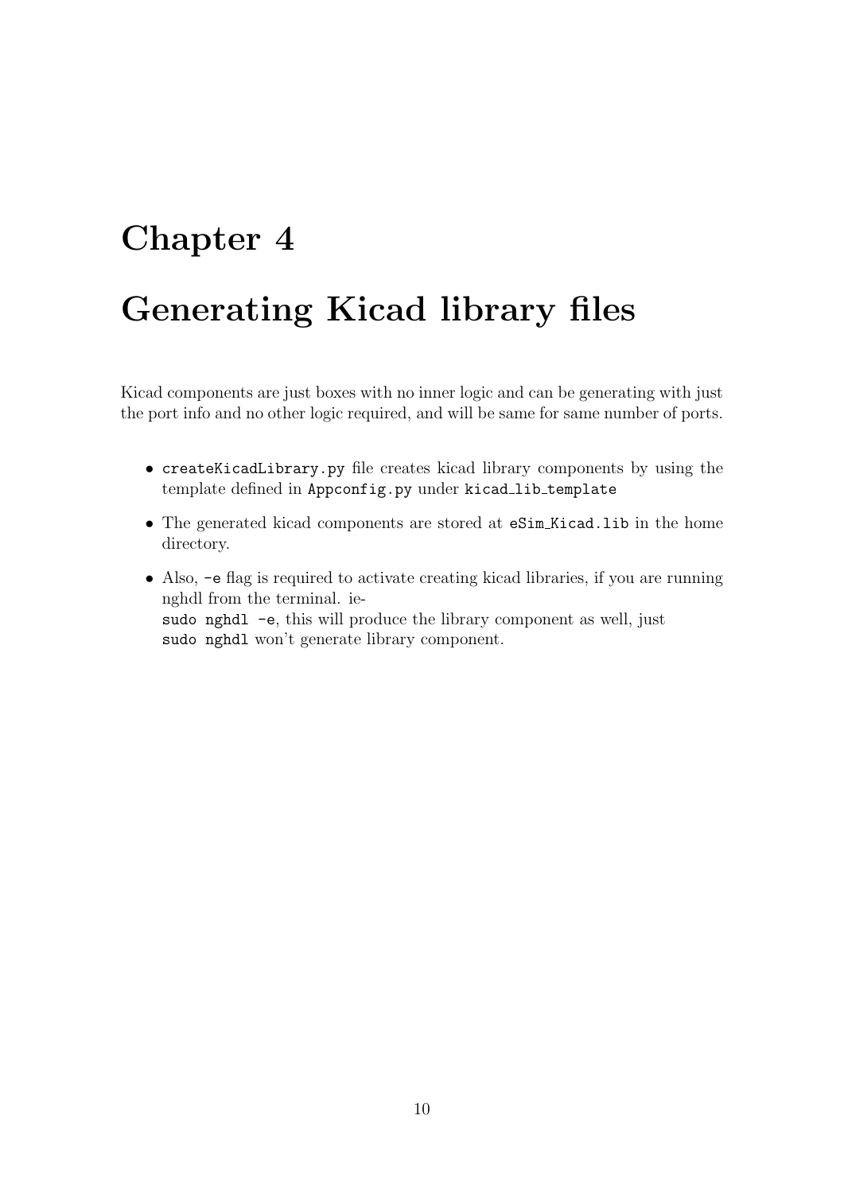# Chapter 4

# Generating Kicad library files

Kicad components are just boxes with no inner logic and can be generating with just the port info and no other logic required, and will be same for same number of ports.

- `createKicadLibrary.py` file creates kicad library components by using the template defined in `Appconfig.py` under `kicad_lib_template`
- The generated kicad components are stored at `eSim_Kicad.lib` in the home directory.
- Also, `-e` flag is required to activate creating kicad libraries, if you are running nghdl from the terminal. ie-
  `sudo nghdl -e`, this will produce the library component as well, just
  `sudo nghdl` won't generate library component.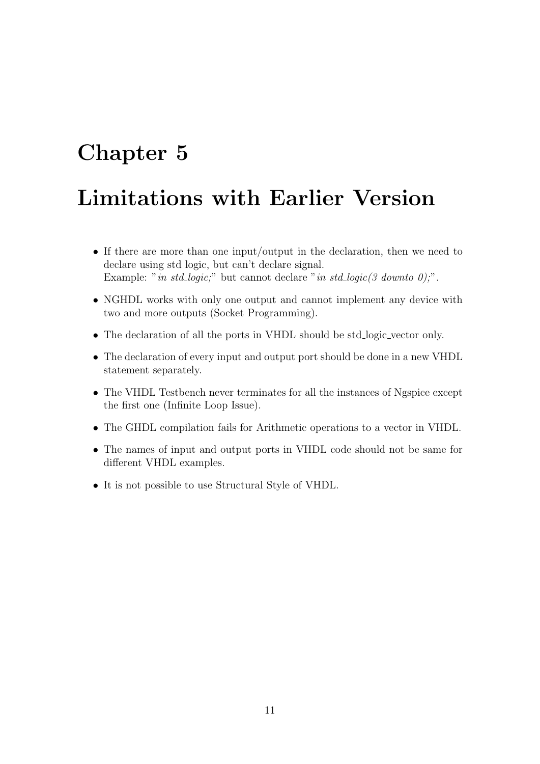# Chapter 5

# Limitations with Earlier Version

- If there are more than one input/output in the declaration, then we need to declare using std logic, but can't declare signal.
  Example: "*in std_logic;*" but cannot declare "*in std_logic(3 downto 0);*".
- NGHDL works with only one output and cannot implement any device with two and more outputs (Socket Programming).
- The declaration of all the ports in VHDL should be std_logic_vector only.
- The declaration of every input and output port should be done in a new VHDL statement separately.
- The VHDL Testbench never terminates for all the instances of Ngspice except the first one (Infinite Loop Issue).
- The GHDL compilation fails for Arithmetic operations to a vector in VHDL.
- The names of input and output ports in VHDL code should not be same for different VHDL examples.
- It is not possible to use Structural Style of VHDL.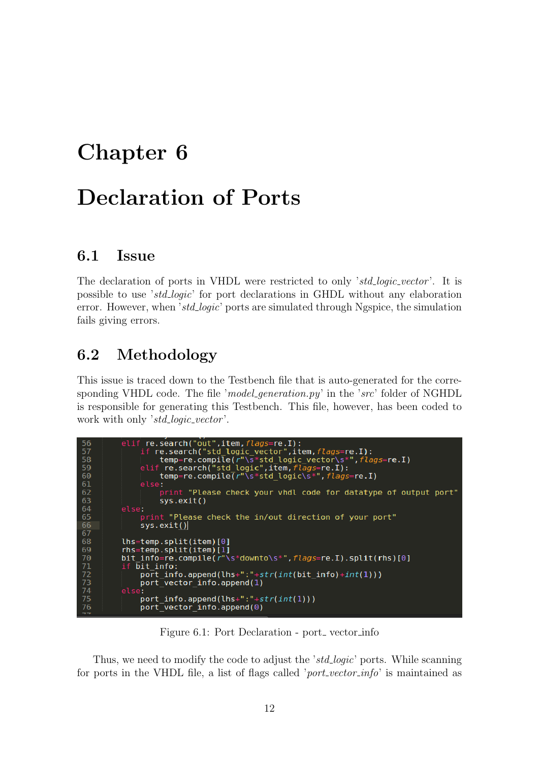# Chapter 6

# Declaration of Ports

## 6.1 Issue

The declaration of ports in VHDL were restricted to only '*std_logic_vector*'. It is possible to use '*std_logic*' for port declarations in GHDL without any elaboration error. However, when '*std_logic*' ports are simulated through Ngspice, the simulation fails giving errors.

## 6.2 Methodology

This issue is traced down to the Testbench file that is auto-generated for the corresponding VHDL code. The file '*model_generation.py*' in the '*src*' folder of NGHDL is responsible for generating this Testbench. This file, however, has been coded to work with only '*std_logic_vector*'.

```
56      elif re.search("out",item,flags=re.I):
57          if re.search("std_logic_vector",item,flags=re.I):
58              temp=re.compile(r"\s*std_logic_vector\s*",flags=re.I)
59          elif re.search("std_logic",item,flags=re.I):
60              temp=re.compile(r"\s*std_logic\s*",flags=re.I)
61          else:
62              print "Please check your vhdl code for datatype of output port"
63              sys.exit()
64      else:
65          print "Please check the in/out direction of your port"
66          sys.exit()
67
68      lhs=temp.split(item)[0]
69      rhs=temp.split(item)[1]
70      bit_info=re.compile(r"\s*downto\s*",flags=re.I).split(rhs)[0]
71      if bit_info:
72          port_info.append(lhs+":"+str(int(bit_info)+int(1)))
73          port_vector_info.append(1)
74      else:
75          port_info.append(lhs+":"+str(int(1)))
76          port_vector_info.append(0)
```

Figure 6.1: Port Declaration - port_ vector_info

Thus, we need to modify the code to adjust the '*std_logic*' ports. While scanning for ports in the VHDL file, a list of flags called '*port_vector_info*' is maintained as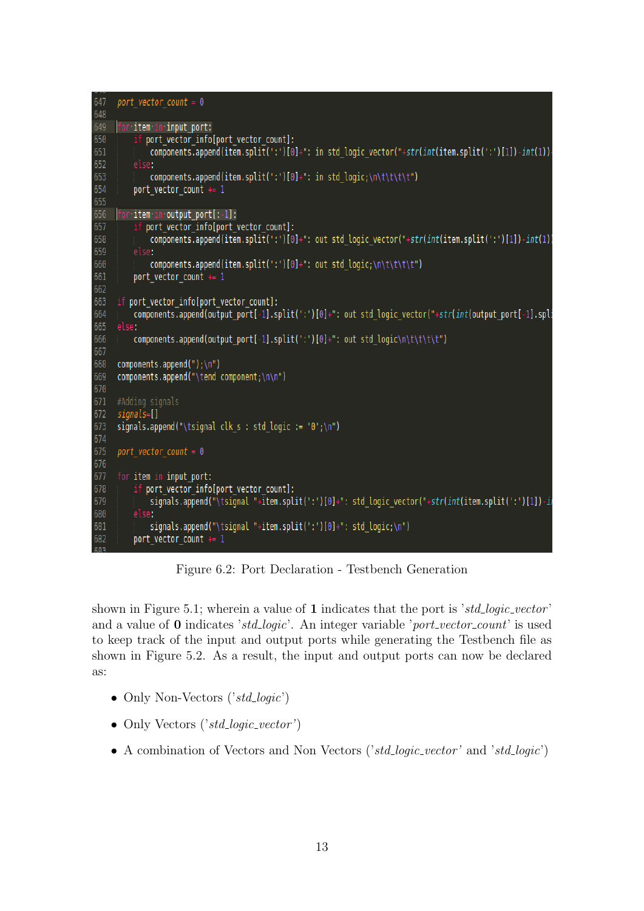```
647 port_vector_count = 0
648
649 for item in input_port:
650     if port_vector_info[port_vector_count]:
651         components.append(item.split(':')[0]+": in std_logic_vector("+str(int(item.split(':')[1])-int(1))
652     else:
653         components.append(item.split(':')[0]+": in std_logic;\n\t\t\t\t")
654     port_vector_count += 1
655
656 for item in output_port[:-1]:
657     if port_vector_info[port_vector_count]:
658         components.append(item.split(':')[0]+": out std_logic_vector("+str(int(item.split(':')[1])-int(1)
659     else:
660         components.append(item.split(':')[0]+": out std_logic;\n\t\t\t\t")
661     port_vector_count += 1
662
663 if port_vector_info[port_vector_count]:
664     components.append(output_port[-1].split(':')[0]+": out std_logic_vector("+str(int(output_port[-1].spli
665 else:
666     components.append(output_port[-1].split(':')[0]+": out std_logic\n\t\t\t\t")
667
668 components.append(");\n")
669 components.append("\tend component;\n\n")
670
671 #Adding signals
672 signals=[]
673 signals.append("\tsignal clk_s : std_logic := '0';\n")
674
675 port_vector_count = 0
676
677 for item in input_port:
678     if port_vector_info[port_vector_count]:
679         signals.append("\tsignal "+item.split(':')[0]+": std_logic_vector("+str(int(item.split(':')[1])-i
680     else:
681         signals.append("\tsignal "+item.split(':')[0]+": std_logic;\n")
682     port_vector_count += 1
```

Figure 6.2: Port Declaration - Testbench Generation

shown in Figure 5.1; wherein a value of **1** indicates that the port is '*std_logic_vector*' and a value of **0** indicates '*std_logic*'. An integer variable '*port_vector_count*' is used to keep track of the input and output ports while generating the Testbench file as shown in Figure 5.2. As a result, the input and output ports can now be declared as:

- Only Non-Vectors ('*std_logic*')
- Only Vectors ('*std_logic_vector*')
- A combination of Vectors and Non Vectors ('*std_logic_vector*' and '*std_logic*')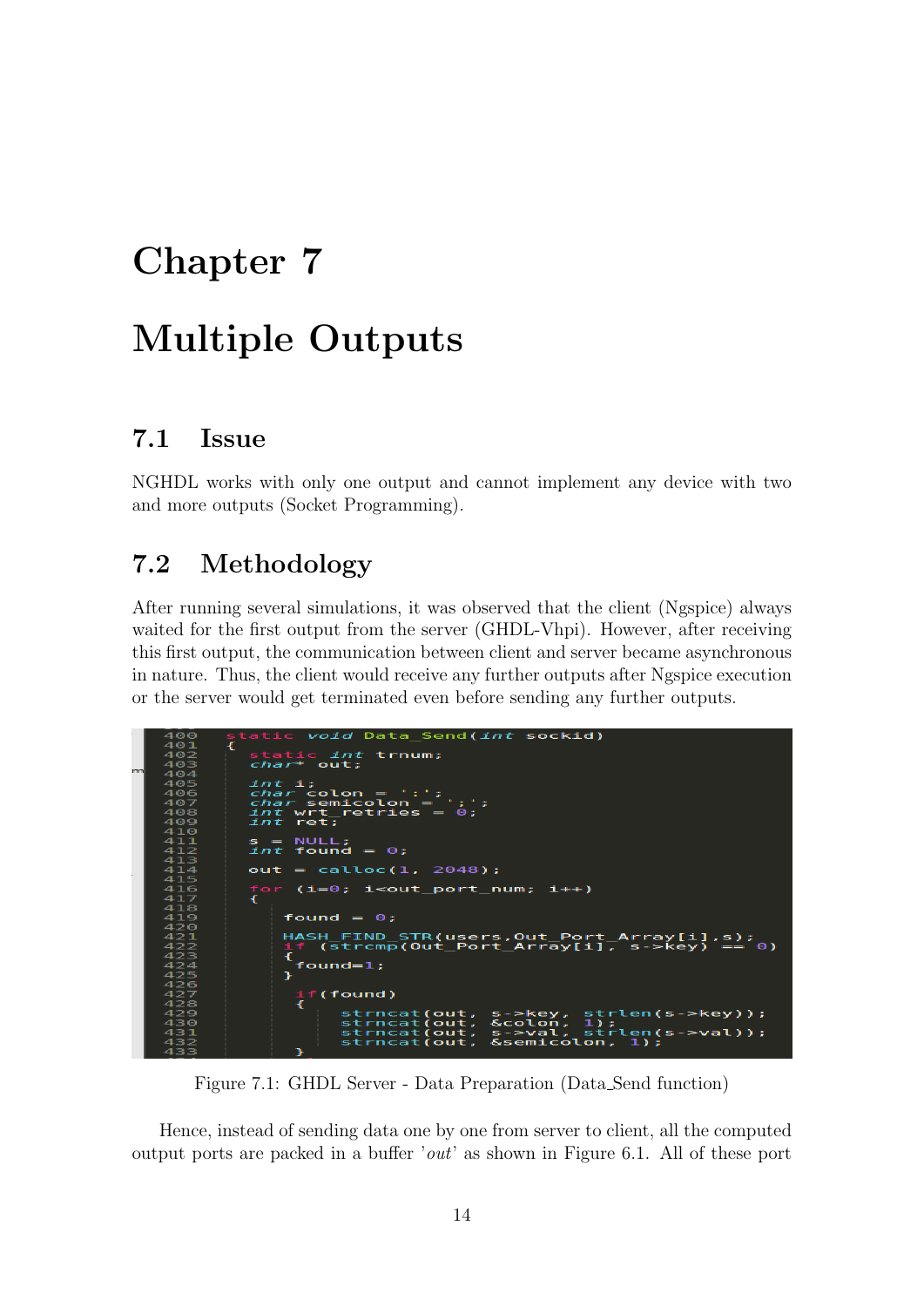# Chapter 7

# Multiple Outputs

## 7.1 Issue

NGHDL works with only one output and cannot implement any device with two and more outputs (Socket Programming).

## 7.2 Methodology

After running several simulations, it was observed that the client (Ngspice) always waited for the first output from the server (GHDL-Vhpi). However, after receiving this first output, the communication between client and server became asynchronous in nature. Thus, the client would receive any further outputs after Ngspice execution or the server would get terminated even before sending any further outputs.

```
400    static void Data_Send(int sockid)
401    {
402        static int trnum;
403        char* out;
404
405        int i;
406        char colon = ':';
407        char semicolon = ';';
408        int wrt_retries = 0;
409        int ret;
410
411        s = NULL;
412        int found = 0;
413
414        out = calloc(1, 2048);
415
416        for (i=0; i<out_port_num; i++)
417        {
418
419            found = 0;
420
421            HASH_FIND_STR(users,Out_Port_Array[i],s);
422            if (strcmp(Out_Port_Array[i], s->key) == 0)
423            {
424             found=1;
425            }
426
427             if(found)
428             {
429                 strncat(out, s->key, strlen(s->key));
430                 strncat(out, &colon, 1);
431                 strncat(out, s->val, strlen(s->val));
432                 strncat(out, &semicolon, 1);
433             }
```

Figure 7.1: GHDL Server - Data Preparation (Data_Send function)

Hence, instead of sending data one by one from server to client, all the computed output ports are packed in a buffer '*out*' as shown in Figure 6.1. All of these port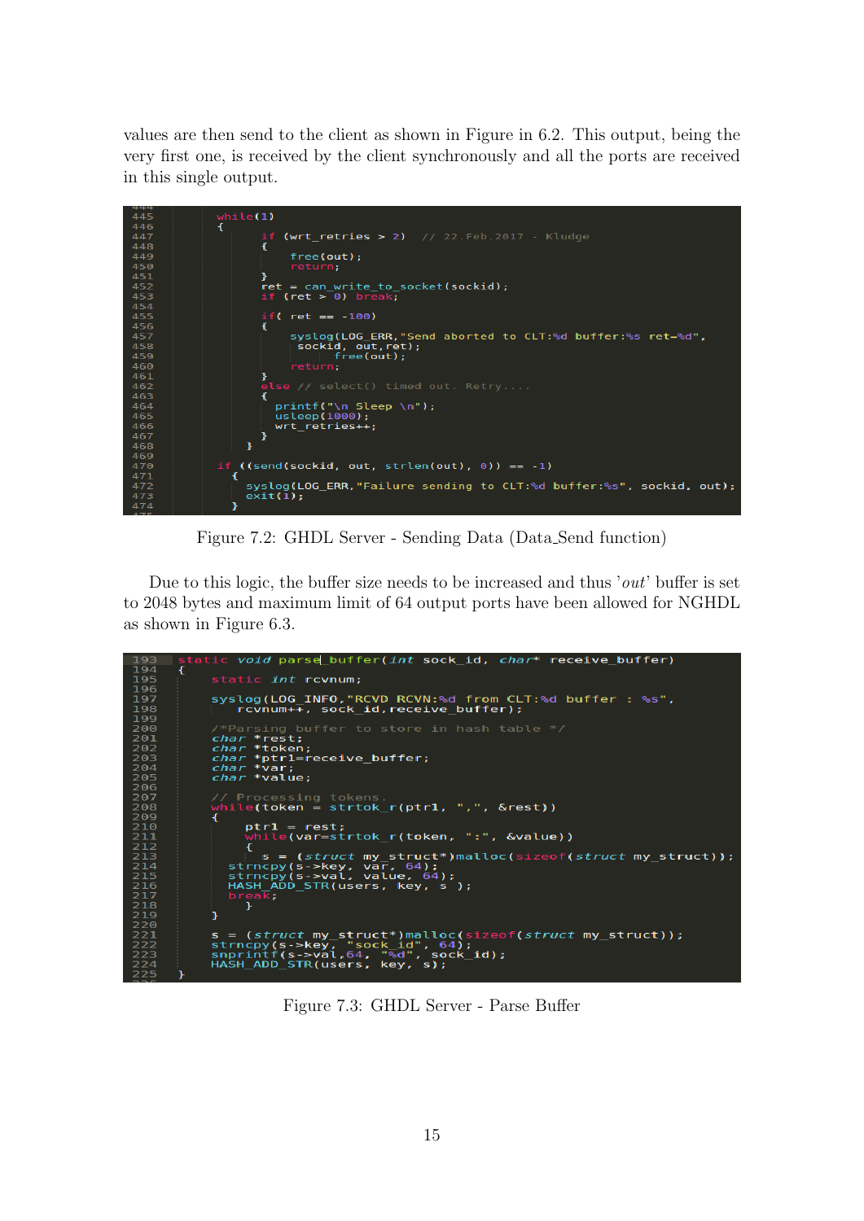values are then send to the client as shown in Figure in 6.2. This output, being the very first one, is received by the client synchronously and all the ports are received in this single output.

```
445         while(1)
446         {
447             if (wrt_retries > 2)   // 22.Feb.2017 - Kludge
448             {
449                 free(out);
450                 return;
451             }
452             ret = can_write_to_socket(sockid);
453             if (ret > 0) break;
454
455             if( ret == -100)
456             {
457                 syslog(LOG_ERR,"Send aborted to CLT:%d buffer:%s ret=%d",
458                  sockid, out,ret);
459                       free(out);
460                 return;
461             }
462             else // select() timed out. Retry....
463             {
464                 printf("\n Sleep \n");
465                 usleep(1000);
466                 wrt_retries++;
467             }
468         }
469
470         if ((send(sockid, out, strlen(out), 0)) == -1)
471           {
472             syslog(LOG_ERR,"Failure sending to CLT:%d buffer:%s", sockid, out);
473             exit(1);
474           }
```

Figure 7.2: GHDL Server - Sending Data (Data_Send function)

Due to this logic, the buffer size needs to be increased and thus '*out*' buffer is set to 2048 bytes and maximum limit of 64 output ports have been allowed for NGHDL as shown in Figure 6.3.

```
193  static void parse_buffer(int sock_id, char* receive_buffer)
194  {
195      static int rcvnum;
196
197      syslog(LOG_INFO,"RCVD RCVN:%d from CLT:%d buffer : %s",
198          rcvnum++, sock_id,receive_buffer);
199
200      /*Parsing buffer to store in hash table */
201      char *rest;
202      char *token;
203      char *ptr1=receive_buffer;
204      char *var;
205      char *value;
206
207      // Processing tokens.
208      while(token = strtok_r(ptr1, ",", &rest))
209      {
210          ptr1 = rest;
211          while(var=strtok_r(token, ":", &value))
212          {
213            s = (struct my_struct*)malloc(sizeof(struct my_struct));
214        strncpy(s->key, var, 64);
215        strncpy(s->val, value, 64);
216        HASH_ADD_STR(users, key, s );
217        break;
218          }
219      }
220
221      s = (struct my_struct*)malloc(sizeof(struct my_struct));
222      strncpy(s->key, "sock_id", 64);
223      snprintf(s->val,64, "%d", sock_id);
224      HASH_ADD_STR(users, key, s);
225  }
```

Figure 7.3: GHDL Server - Parse Buffer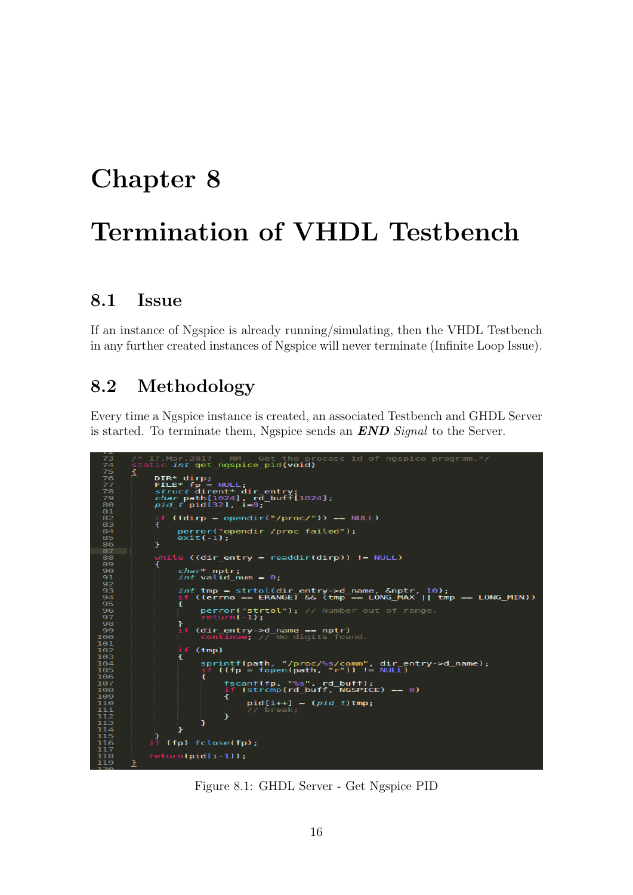# Chapter 8

# Termination of VHDL Testbench

## 8.1 Issue

If an instance of Ngspice is already running/simulating, then the VHDL Testbench in any further created instances of Ngspice will never terminate (Infinite Loop Issue).

## 8.2 Methodology

Every time a Ngspice instance is created, an associated Testbench and GHDL Server is started. To terminate them, Ngspice sends an ***END*** *Signal* to the Server.

```c
/* 17.Mar.2017 - RM - Get the process id of ngspice program.*/
static int get_ngspice_pid(void)
{
    DIR* dirp;
    FILE* fp = NULL;
    struct dirent* dir_entry;
    char path[1024], rd_buff[1024];
    pid_t pid[32], i=0;

    if ((dirp = opendir("/proc/")) == NULL)
    {
        perror("opendir /proc failed");
        exit(-1);
    }

    while ((dir_entry = readdir(dirp)) != NULL)
    {
        char* nptr;
        int valid_num = 0;

        int tmp = strtol(dir_entry->d_name, &nptr, 10);
        if ((errno == ERANGE) && (tmp == LONG_MAX || tmp == LONG_MIN))
        {
            perror("strtol"); // Number out of range.
            return(-1);
        }
        if (dir_entry->d_name == nptr)
            continue; // No digits found.

        if (tmp)
        {
            sprintf(path, "/proc/%s/comm", dir_entry->d_name);
            if ((fp = fopen(path, "r")) != NULL)
            {
                fscanf(fp, "%s", rd_buff);
                if (strcmp(rd_buff, NGSPICE) == 0)
                {
                    pid[i++] = (pid_t)tmp;
                    // break;
                }
            }
        }
    }
    if (fp) fclose(fp);

    return(pid[i-1]);
}
```

Figure 8.1: GHDL Server - Get Ngspice PID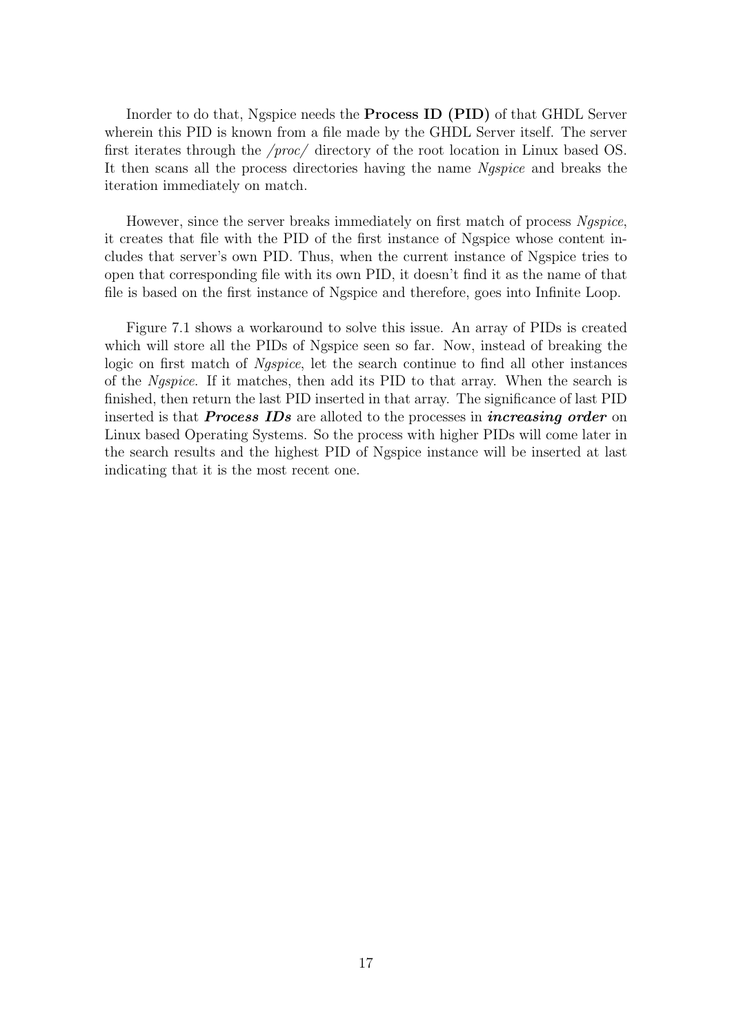Inorder to do that, Ngspice needs the **Process ID (PID)** of that GHDL Server wherein this PID is known from a file made by the GHDL Server itself. The server first iterates through the */proc/* directory of the root location in Linux based OS. It then scans all the process directories having the name *Ngspice* and breaks the iteration immediately on match.

However, since the server breaks immediately on first match of process *Ngspice*, it creates that file with the PID of the first instance of Ngspice whose content includes that server's own PID. Thus, when the current instance of Ngspice tries to open that corresponding file with its own PID, it doesn't find it as the name of that file is based on the first instance of Ngspice and therefore, goes into Infinite Loop.

Figure 7.1 shows a workaround to solve this issue. An array of PIDs is created which will store all the PIDs of Ngspice seen so far. Now, instead of breaking the logic on first match of *Ngspice*, let the search continue to find all other instances of the *Ngspice*. If it matches, then add its PID to that array. When the search is finished, then return the last PID inserted in that array. The significance of last PID inserted is that ***Process IDs*** are alloted to the processes in ***increasing order*** on Linux based Operating Systems. So the process with higher PIDs will come later in the search results and the highest PID of Ngspice instance will be inserted at last indicating that it is the most recent one.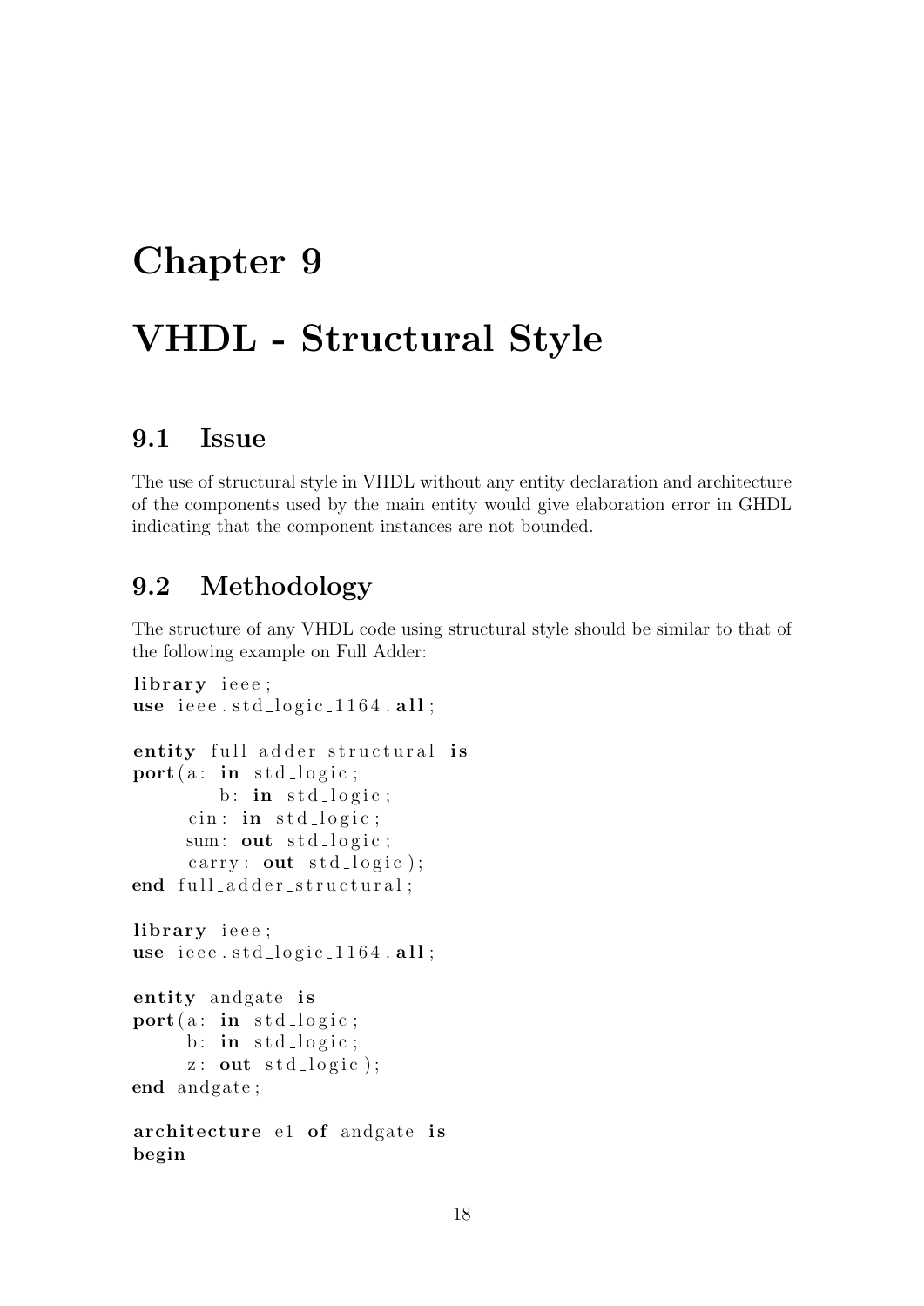# Chapter 9

# VHDL - Structural Style

## 9.1 Issue

The use of structural style in VHDL without any entity declaration and architecture of the components used by the main entity would give elaboration error in GHDL indicating that the component instances are not bounded.

## 9.2 Methodology

The structure of any VHDL code using structural style should be similar to that of the following example on Full Adder:

```
library ieee;
use ieee.std_logic_1164.all;

entity full_adder_structural is
port(a: in std_logic;
       b: in std_logic;
     cin: in std_logic;
     sum: out std_logic;
     carry: out std_logic);
end full_adder_structural;

library ieee;
use ieee.std_logic_1164.all;

entity andgate is
port(a: in std_logic;
     b: in std_logic;
     z: out std_logic);
end andgate;

architecture e1 of andgate is
begin
```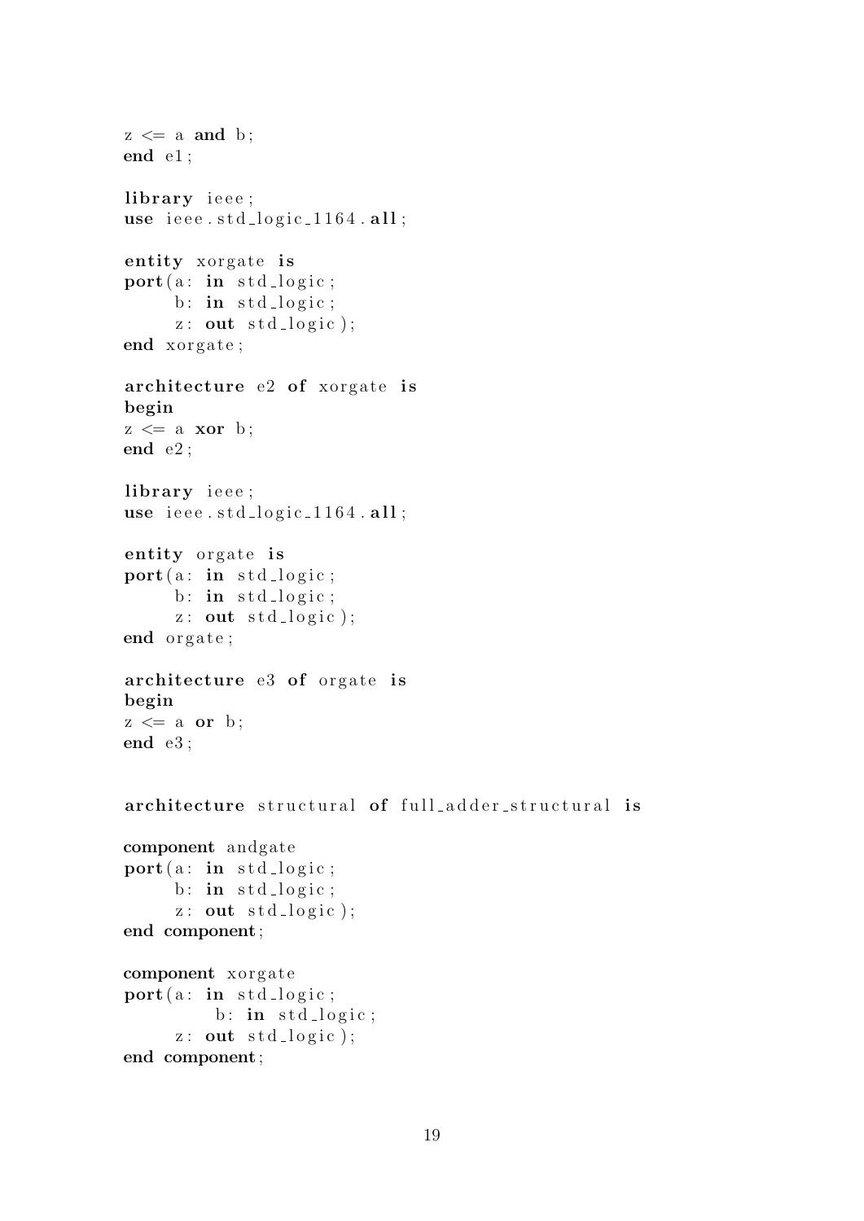```
z <= a and b;
end e1;

library ieee;
use ieee.std_logic_1164.all;

entity xorgate is
port(a: in std_logic;
     b: in std_logic;
     z: out std_logic);
end xorgate;

architecture e2 of xorgate is
begin
z <= a xor b;
end e2;

library ieee;
use ieee.std_logic_1164.all;

entity orgate is
port(a: in std_logic;
     b: in std_logic;
     z: out std_logic);
end orgate;

architecture e3 of orgate is
begin
z <= a or b;
end e3;


architecture structural of full_adder_structural is

component andgate
port(a: in std_logic;
     b: in std_logic;
     z: out std_logic);
end component;

component xorgate
port(a: in std_logic;
        b: in std_logic;
     z: out std_logic);
end component;
```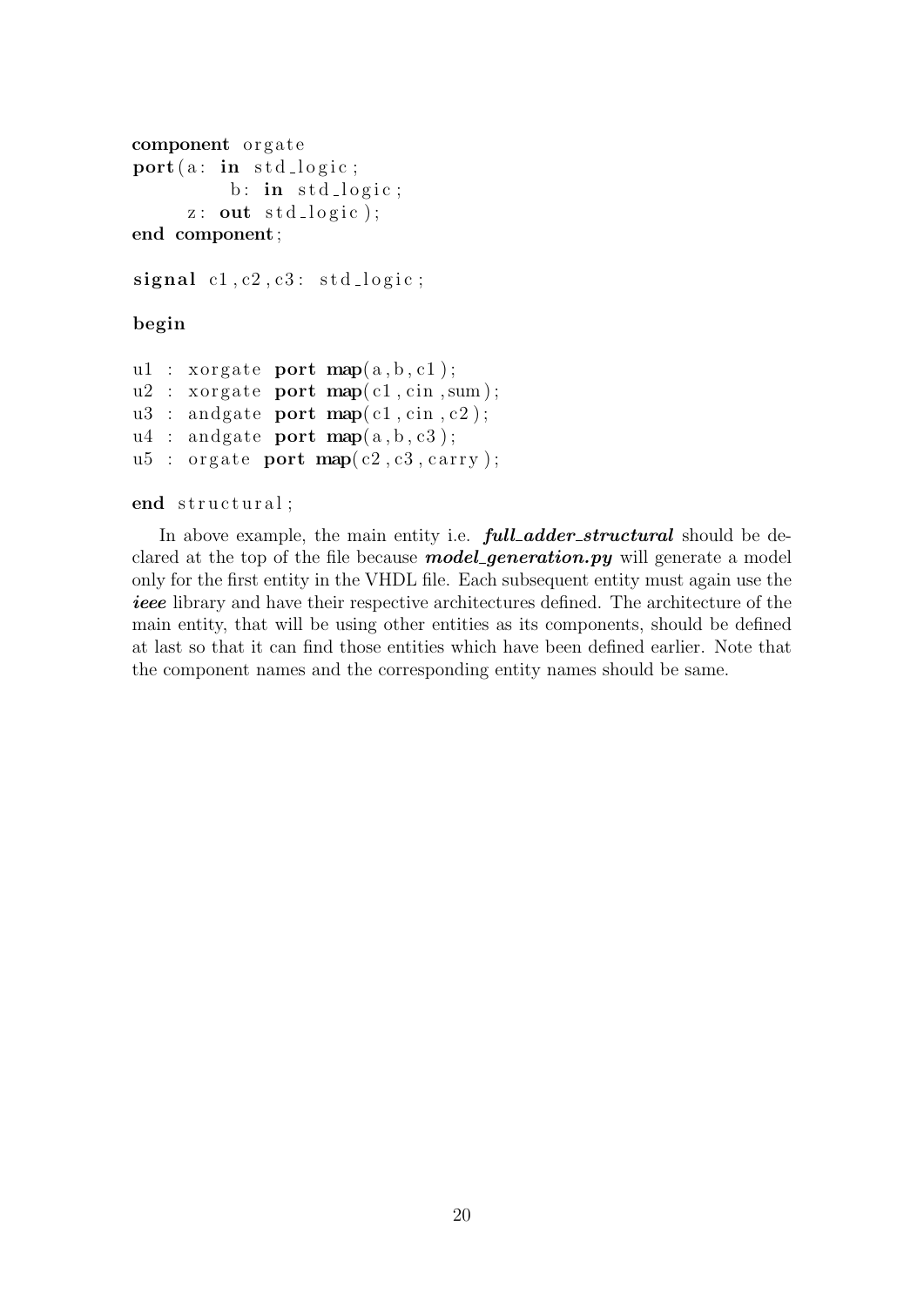```vhdl
component orgate
port(a: in std_logic;
        b: in std_logic;
     z: out std_logic);
end component;

signal c1,c2,c3: std_logic;

begin

u1 : xorgate port map(a,b,c1);
u2 : xorgate port map(c1,cin,sum);
u3 : andgate port map(c1,cin,c2);
u4 : andgate port map(a,b,c3);
u5 : orgate port map(c2,c3,carry);

end structural;
```

In above example, the main entity i.e. ***full_adder_structural*** should be declared at the top of the file because ***model_generation.py*** will generate a model only for the first entity in the VHDL file. Each subsequent entity must again use the ***ieee*** library and have their respective architectures defined. The architecture of the main entity, that will be using other entities as its components, should be defined at last so that it can find those entities which have been defined earlier. Note that the component names and the corresponding entity names should be same.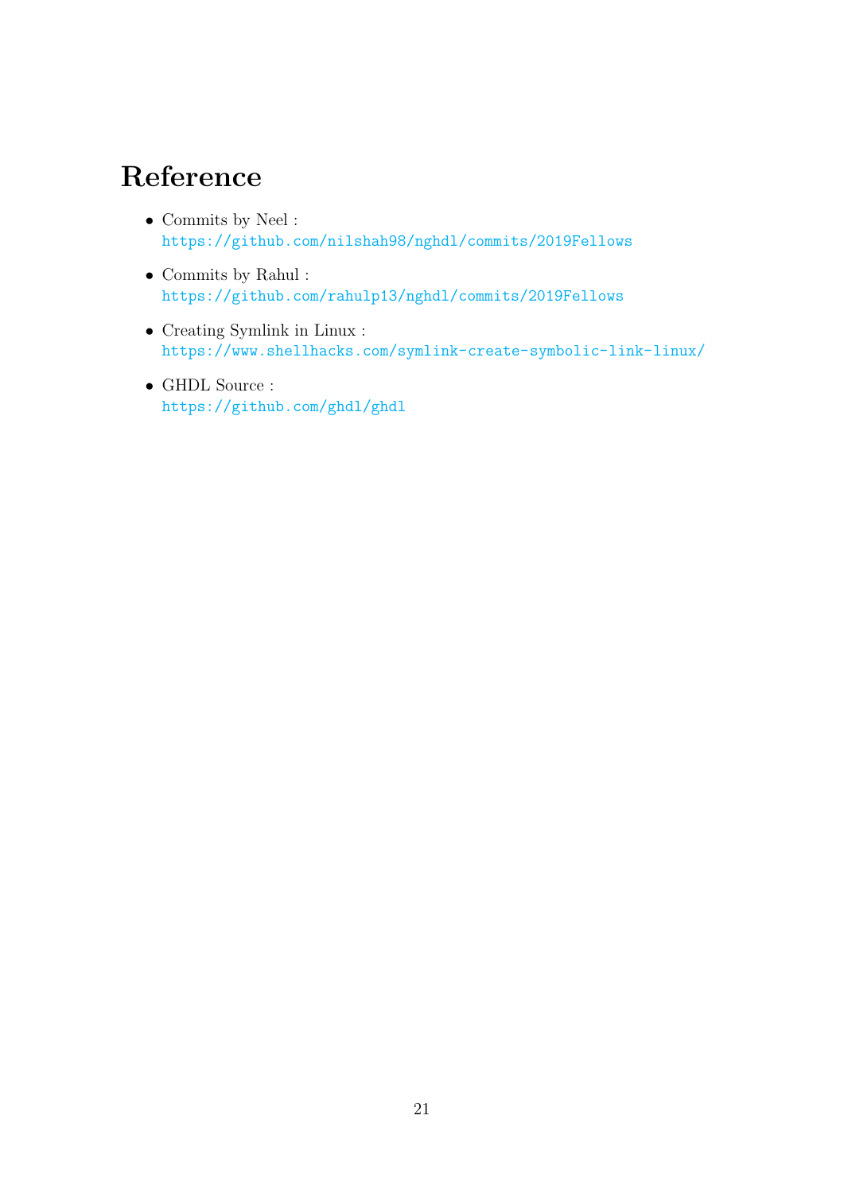# Reference

- Commits by Neel :
  https://github.com/nilshah98/nghdl/commits/2019Fellows
- Commits by Rahul :
  https://github.com/rahulp13/nghdl/commits/2019Fellows
- Creating Symlink in Linux :
  https://www.shellhacks.com/symlink-create-symbolic-link-linux/
- GHDL Source :
  https://github.com/ghdl/ghdl